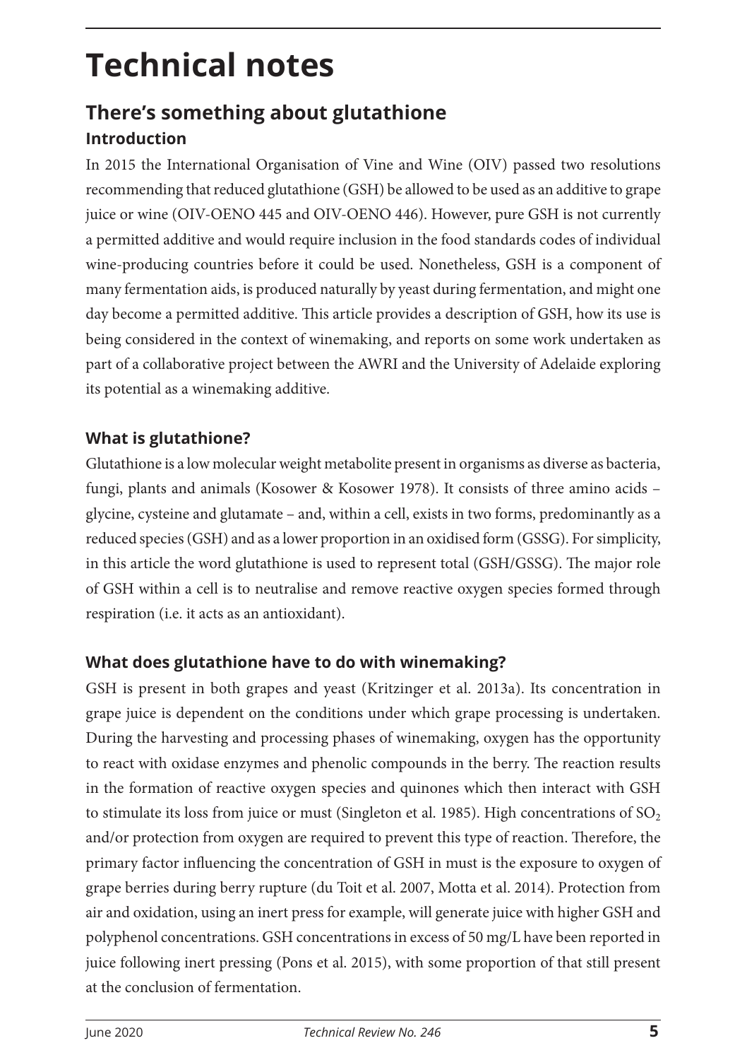# Technical notes

## There's something about glutathione

### Introduction

In 2015 the International Organisation of Vine and Wine (OIV) passed two resolutions recommending that reduced glutathione (GSH) be allowed to be used as an additive to grape juice or wine (OIV-OENO 445 and OIV-OENO 446). However, pure GSH is not currently a permitted additive and would require inclusion in the food standards codes of individual wine-producing countries before it could be used. Nonetheless, GSH is a component of many fermentation aids, is produced naturally by yeast during fermentation, and might one day become a permitted additive. This article provides a description of GSH, how its use is being considered in the context of winemaking, and reports on some work undertaken as part of a collaborative project between the AWRI and the University of Adelaide exploring its potential as a winemaking additive.

### What is glutathione?

Glutathione is a low molecular weight metabolite present in organisms as diverse as bacteria, fungi, plants and animals (Kosower & Kosower 1978). It consists of three amino acids – glycine, cysteine and glutamate – and, within a cell, exists in two forms, predominantly as a reduced species (GSH) and as a lower proportion in an oxidised form (GSSG). For simplicity, in this article the word glutathione is used to represent total (GSH/GSSG). The major role of GSH within a cell is to neutralise and remove reactive oxygen species formed through respiration (i.e. it acts as an antioxidant).

### What does glutathione have to do with winemaking?

GSH is present in both grapes and yeast (Kritzinger et al. 2013a). Its concentration in grape juice is dependent on the conditions under which grape processing is undertaken. During the harvesting and processing phases of winemaking, oxygen has the opportunity to react with oxidase enzymes and phenolic compounds in the berry. The reaction results in the formation of reactive oxygen species and quinones which then interact with GSH to stimulate its loss from juice or must (Singleton et al. 1985). High concentrations of $SO_2$ and/or protection from oxygen are required to prevent this type of reaction. Therefore, the primary factor influencing the concentration of GSH in must is the exposure to oxygen of grape berries during berry rupture (du Toit et al. 2007, Motta et al. 2014). Protection from air and oxidation, using an inert press for example, will generate juice with higher GSH and polyphenol concentrations. GSH concentrations in excess of 50 mg/L have been reported in juice following inert pressing (Pons et al. 2015), with some proportion of that still present at the conclusion of fermentation.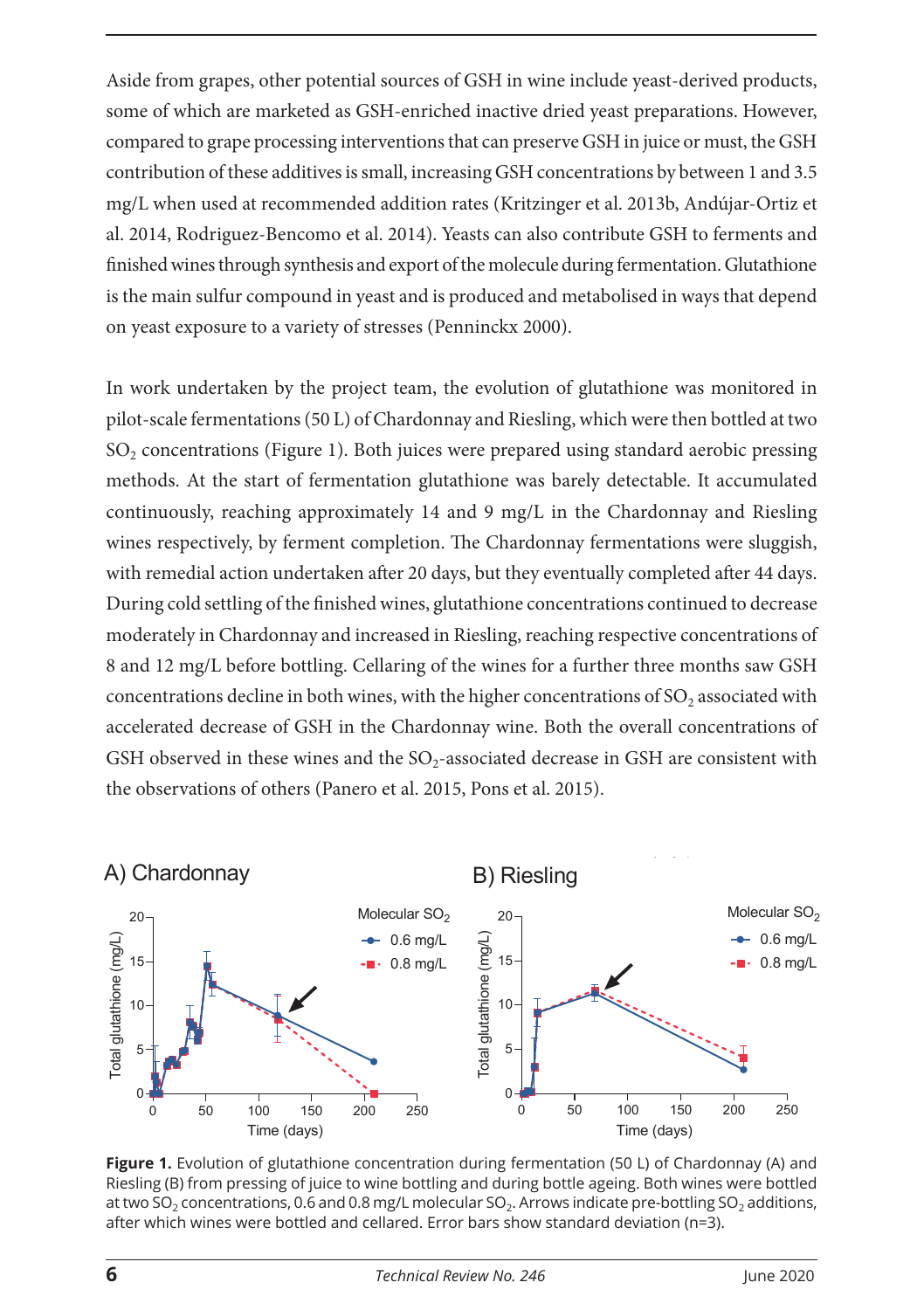Aside from grapes, other potential sources of GSH in wine include yeast-derived products, some of which are marketed as GSH-enriched inactive dried yeast preparations. However, compared to grape processing interventions that can preserve GSH in juice or must, the GSH contribution of these additives is small, increasing GSH concentrations by between 1 and 3.5 mg/L when used at recommended addition rates (Kritzinger et al. 2013b, Andújar-Ortiz et al. 2014, Rodriguez-Bencomo et al. 2014). Yeasts can also contribute GSH to ferments and finished wines through synthesis and export of the molecule during fermentation. Glutathione is the main sulfur compound in yeast and is produced and metabolised in ways that depend on yeast exposure to a variety of stresses (Penninckx 2000).

In work undertaken by the project team, the evolution of glutathione was monitored in pilot-scale fermentations (50 L) of Chardonnay and Riesling, which were then bottled at two $SO_2$ concentrations (Figure 1). Both juices were prepared using standard aerobic pressing methods. At the start of fermentation glutathione was barely detectable. It accumulated continuously, reaching approximately 14 and 9 mg/L in the Chardonnay and Riesling wines respectively, by ferment completion. The Chardonnay fermentations were sluggish, with remedial action undertaken after 20 days, but they eventually completed after 44 days. During cold settling of the finished wines, glutathione concentrations continued to decrease moderately in Chardonnay and increased in Riesling, reaching respective concentrations of 8 and 12 mg/L before bottling. Cellaring of the wines for a further three months saw GSH concentrations decline in both wines, with the higher concentrations of $SO_2$ associated with accelerated decrease of GSH in the Chardonnay wine. Both the overall concentrations of GSH observed in these wines and the $SO_2$-associated decrease in GSH are consistent with the observations of others (Panero et al. 2015, Pons et al. 2015).

**Figure 1.** Evolution of glutathione concentration during fermentation (50 L) of Chardonnay (A) and Riesling (B) from pressing of juice to wine bottling and during bottle ageing. Both wines were bottled at two $SO_2$ concentrations, 0.6 and 0.8 mg/L molecular $SO_2$. Arrows indicate pre-bottling $SO_2$ additions, after which wines were bottled and cellared. Error bars show standard deviation (n=3).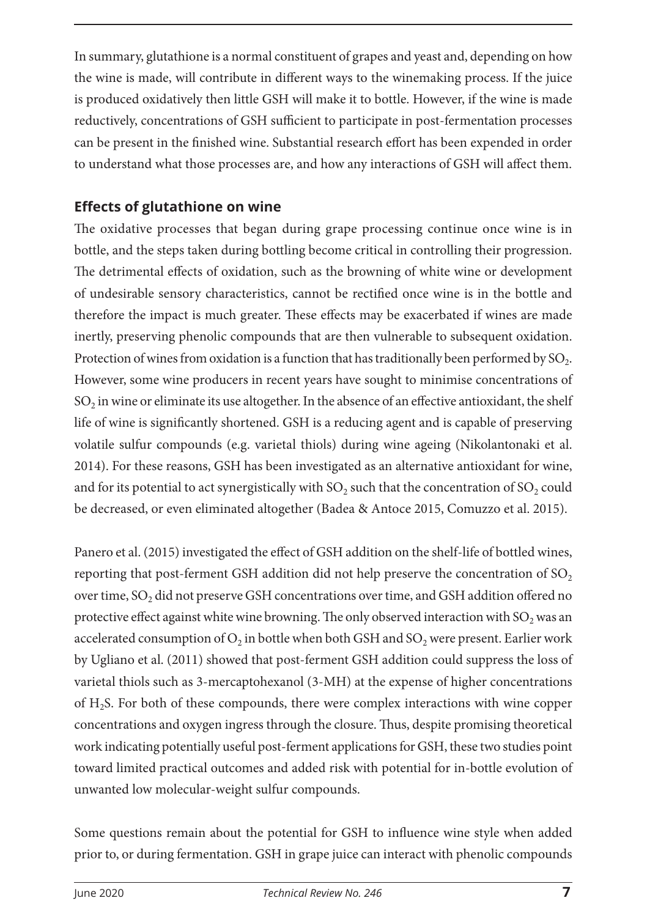In summary, glutathione is a normal constituent of grapes and yeast and, depending on how the wine is made, will contribute in different ways to the winemaking process. If the juice is produced oxidatively then little GSH will make it to bottle. However, if the wine is made reductively, concentrations of GSH sufficient to participate in post-fermentation processes can be present in the finished wine. Substantial research effort has been expended in order to understand what those processes are, and how any interactions of GSH will affect them.

## Effects of glutathione on wine

The oxidative processes that began during grape processing continue once wine is in bottle, and the steps taken during bottling become critical in controlling their progression. The detrimental effects of oxidation, such as the browning of white wine or development of undesirable sensory characteristics, cannot be rectified once wine is in the bottle and therefore the impact is much greater. These effects may be exacerbated if wines are made inertly, preserving phenolic compounds that are then vulnerable to subsequent oxidation. Protection of wines from oxidation is a function that has traditionally been performed by $SO_2$. However, some wine producers in recent years have sought to minimise concentrations of $SO_2$ in wine or eliminate its use altogether. In the absence of an effective antioxidant, the shelf life of wine is significantly shortened. GSH is a reducing agent and is capable of preserving volatile sulfur compounds (e.g. varietal thiols) during wine ageing (Nikolantonaki et al. 2014). For these reasons, GSH has been investigated as an alternative antioxidant for wine, and for its potential to act synergistically with $SO_2$ such that the concentration of $SO_2$ could be decreased, or even eliminated altogether (Badea & Antoce 2015, Comuzzo et al. 2015).

Panero et al. (2015) investigated the effect of GSH addition on the shelf-life of bottled wines, reporting that post-ferment GSH addition did not help preserve the concentration of $SO_2$ over time, $SO_2$ did not preserve GSH concentrations over time, and GSH addition offered no protective effect against white wine browning. The only observed interaction with $SO_2$ was an accelerated consumption of $O_2$ in bottle when both GSH and $SO_2$ were present. Earlier work by Ugliano et al. (2011) showed that post-ferment GSH addition could suppress the loss of varietal thiols such as 3-mercaptohexanol (3-MH) at the expense of higher concentrations of $H_2S$. For both of these compounds, there were complex interactions with wine copper concentrations and oxygen ingress through the closure. Thus, despite promising theoretical work indicating potentially useful post-ferment applications for GSH, these two studies point toward limited practical outcomes and added risk with potential for in-bottle evolution of unwanted low molecular-weight sulfur compounds.

Some questions remain about the potential for GSH to influence wine style when added prior to, or during fermentation. GSH in grape juice can interact with phenolic compounds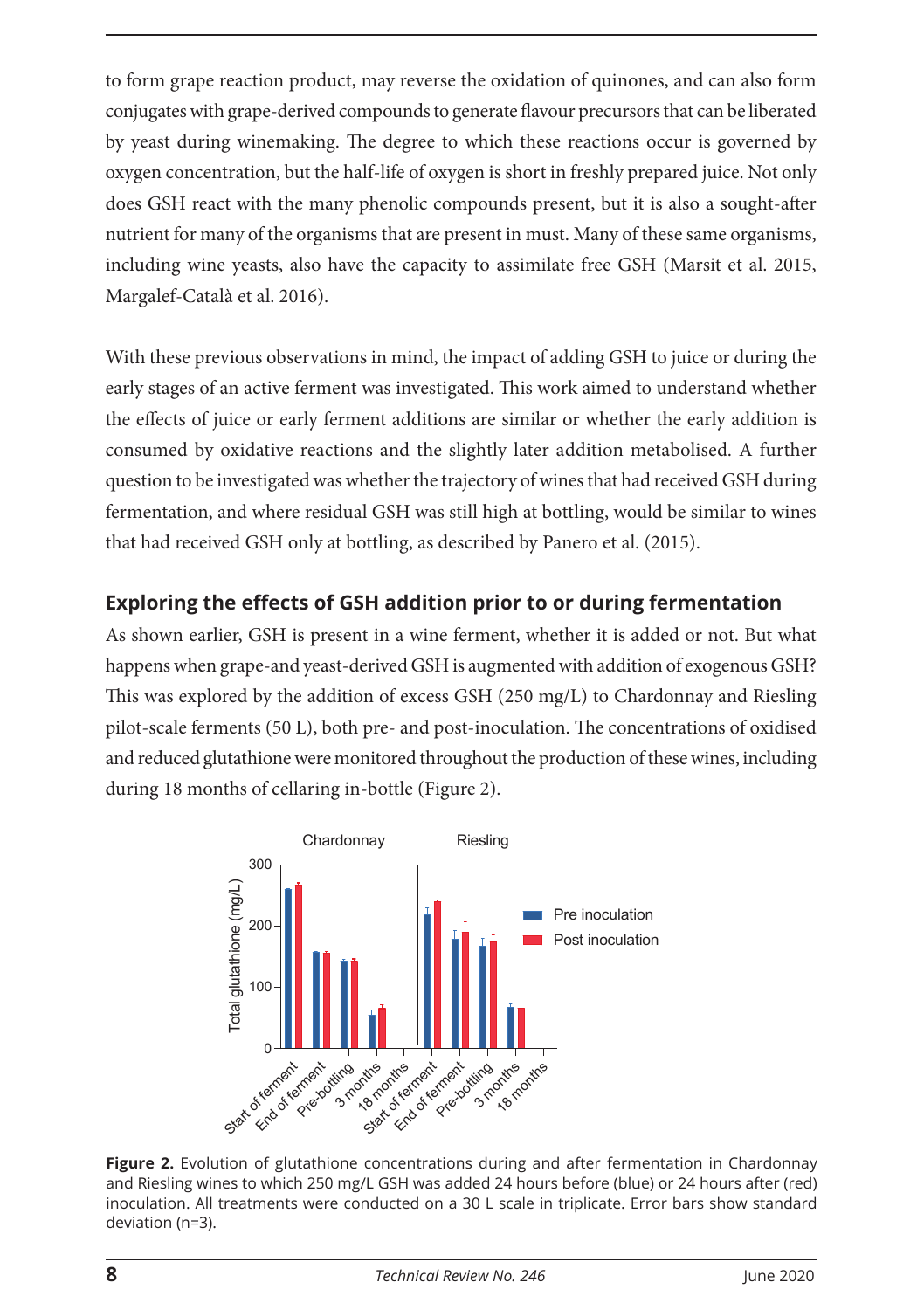to form grape reaction product, may reverse the oxidation of quinones, and can also form conjugates with grape-derived compounds to generate flavour precursors that can be liberated by yeast during winemaking. The degree to which these reactions occur is governed by oxygen concentration, but the half-life of oxygen is short in freshly prepared juice. Not only does GSH react with the many phenolic compounds present, but it is also a sought-after nutrient for many of the organisms that are present in must. Many of these same organisms, including wine yeasts, also have the capacity to assimilate free GSH (Marsit et al. 2015, Margalef-Català et al. 2016).

With these previous observations in mind, the impact of adding GSH to juice or during the early stages of an active ferment was investigated. This work aimed to understand whether the effects of juice or early ferment additions are similar or whether the early addition is consumed by oxidative reactions and the slightly later addition metabolised. A further question to be investigated was whether the trajectory of wines that had received GSH during fermentation, and where residual GSH was still high at bottling, would be similar to wines that had received GSH only at bottling, as described by Panero et al. (2015).

## Exploring the effects of GSH addition prior to or during fermentation

As shown earlier, GSH is present in a wine ferment, whether it is added or not. But what happens when grape-and yeast-derived GSH is augmented with addition of exogenous GSH? This was explored by the addition of excess GSH (250 mg/L) to Chardonnay and Riesling pilot-scale ferments (50 L), both pre- and post-inoculation. The concentrations of oxidised and reduced glutathione were monitored throughout the production of these wines, including during 18 months of cellaring in-bottle (Figure 2).

**Figure 2.** Evolution of glutathione concentrations during and after fermentation in Chardonnay and Riesling wines to which 250 mg/L GSH was added 24 hours before (blue) or 24 hours after (red) inoculation. All treatments were conducted on a 30 L scale in triplicate. Error bars show standard deviation (n=3).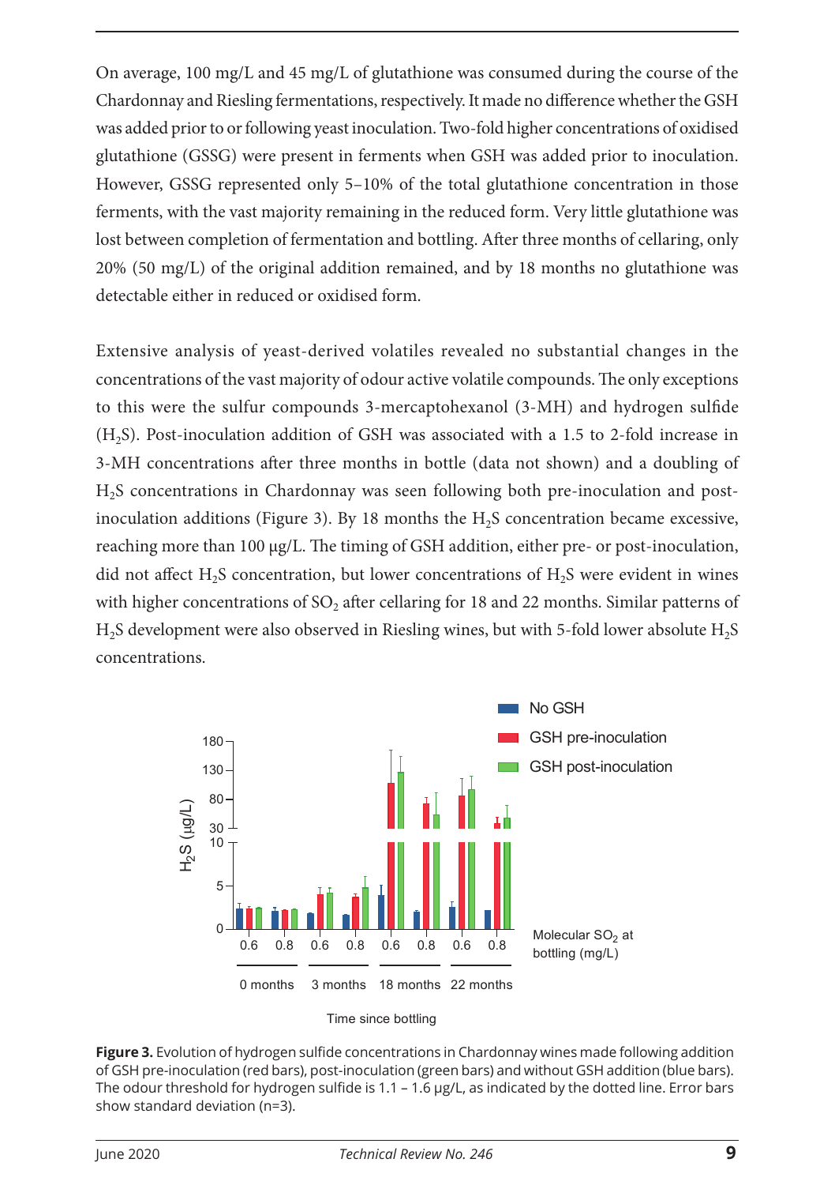On average, 100 mg/L and 45 mg/L of glutathione was consumed during the course of the Chardonnay and Riesling fermentations, respectively. It made no difference whether the GSH was added prior to or following yeast inoculation. Two-fold higher concentrations of oxidised glutathione (GSSG) were present in ferments when GSH was added prior to inoculation. However, GSSG represented only 5–10% of the total glutathione concentration in those ferments, with the vast majority remaining in the reduced form. Very little glutathione was lost between completion of fermentation and bottling. After three months of cellaring, only 20% (50 mg/L) of the original addition remained, and by 18 months no glutathione was detectable either in reduced or oxidised form.

Extensive analysis of yeast-derived volatiles revealed no substantial changes in the concentrations of the vast majority of odour active volatile compounds. The only exceptions to this were the sulfur compounds 3-mercaptohexanol (3-MH) and hydrogen sulfide ($H_2S$). Post-inoculation addition of GSH was associated with a 1.5 to 2-fold increase in 3-MH concentrations after three months in bottle (data not shown) and a doubling of $H_2S$ concentrations in Chardonnay was seen following both pre-inoculation and post-inoculation additions (Figure 3). By 18 months the $H_2S$ concentration became excessive, reaching more than 100 µg/L. The timing of GSH addition, either pre- or post-inoculation, did not affect $H_2S$ concentration, but lower concentrations of $H_2S$ were evident in wines with higher concentrations of $SO_2$ after cellaring for 18 and 22 months. Similar patterns of $H_2S$ development were also observed in Riesling wines, but with 5-fold lower absolute $H_2S$ concentrations.

**Figure 3.** Evolution of hydrogen sulfide concentrations in Chardonnay wines made following addition of GSH pre-inoculation (red bars), post-inoculation (green bars) and without GSH addition (blue bars). The odour threshold for hydrogen sulfide is 1.1 – 1.6 µg/L, as indicated by the dotted line. Error bars show standard deviation (n=3).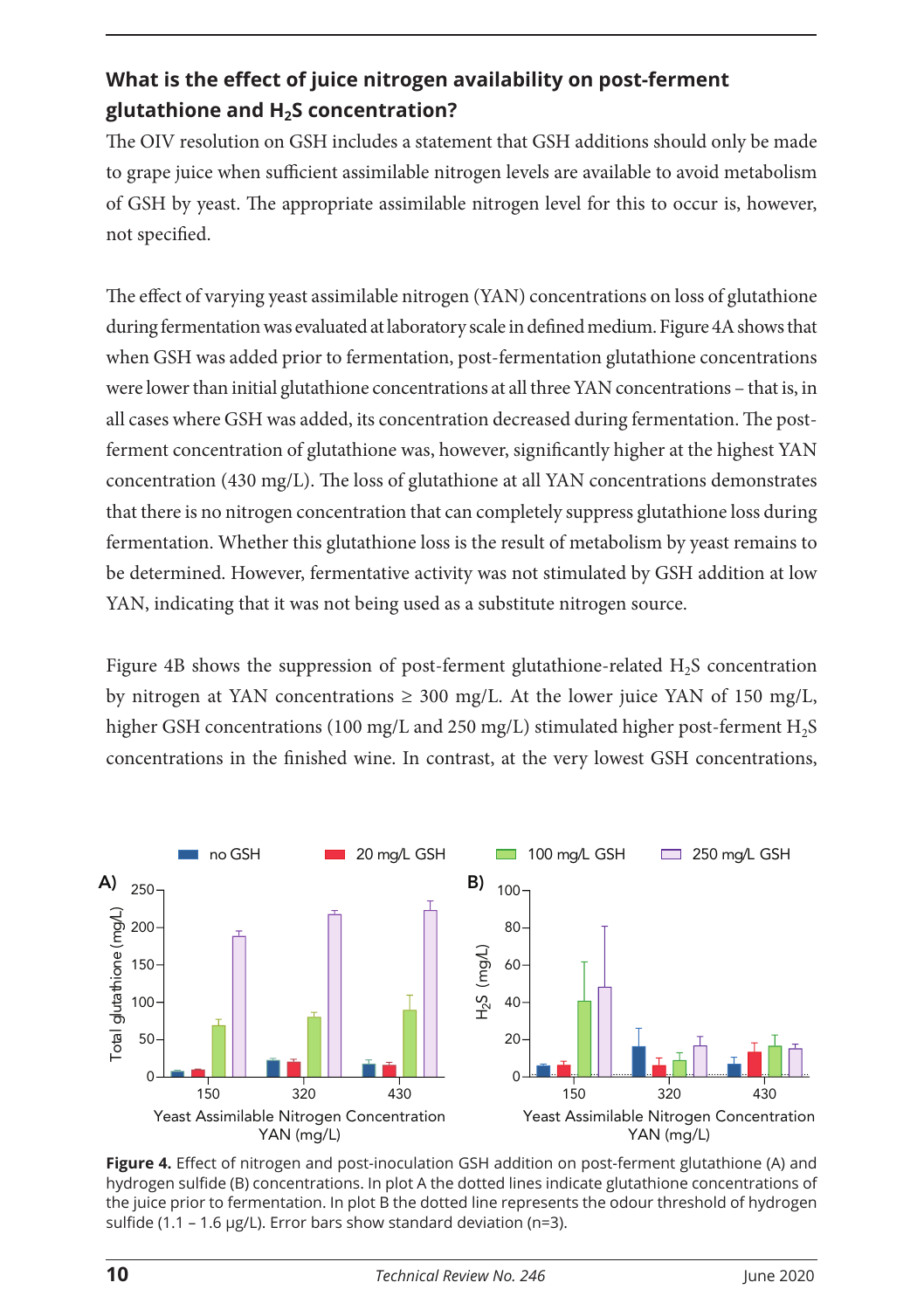## What is the effect of juice nitrogen availability on post-ferment glutathione and $H_2S$ concentration?

The OIV resolution on GSH includes a statement that GSH additions should only be made to grape juice when sufficient assimilable nitrogen levels are available to avoid metabolism of GSH by yeast. The appropriate assimilable nitrogen level for this to occur is, however, not specified.

The effect of varying yeast assimilable nitrogen (YAN) concentrations on loss of glutathione during fermentation was evaluated at laboratory scale in defined medium. Figure 4A shows that when GSH was added prior to fermentation, post-fermentation glutathione concentrations were lower than initial glutathione concentrations at all three YAN concentrations – that is, in all cases where GSH was added, its concentration decreased during fermentation. The post-ferment concentration of glutathione was, however, significantly higher at the highest YAN concentration (430 mg/L). The loss of glutathione at all YAN concentrations demonstrates that there is no nitrogen concentration that can completely suppress glutathione loss during fermentation. Whether this glutathione loss is the result of metabolism by yeast remains to be determined. However, fermentative activity was not stimulated by GSH addition at low YAN, indicating that it was not being used as a substitute nitrogen source.

Figure 4B shows the suppression of post-ferment glutathione-related $H_2S$ concentration by nitrogen at YAN concentrations ≥ 300 mg/L. At the lower juice YAN of 150 mg/L, higher GSH concentrations (100 mg/L and 250 mg/L) stimulated higher post-ferment $H_2S$ concentrations in the finished wine. In contrast, at the very lowest GSH concentrations,

**Figure 4.** Effect of nitrogen and post-inoculation GSH addition on post-ferment glutathione (A) and hydrogen sulfide (B) concentrations. In plot A the dotted lines indicate glutathione concentrations of the juice prior to fermentation. In plot B the dotted line represents the odour threshold of hydrogen sulfide (1.1 – 1.6 μg/L). Error bars show standard deviation (n=3).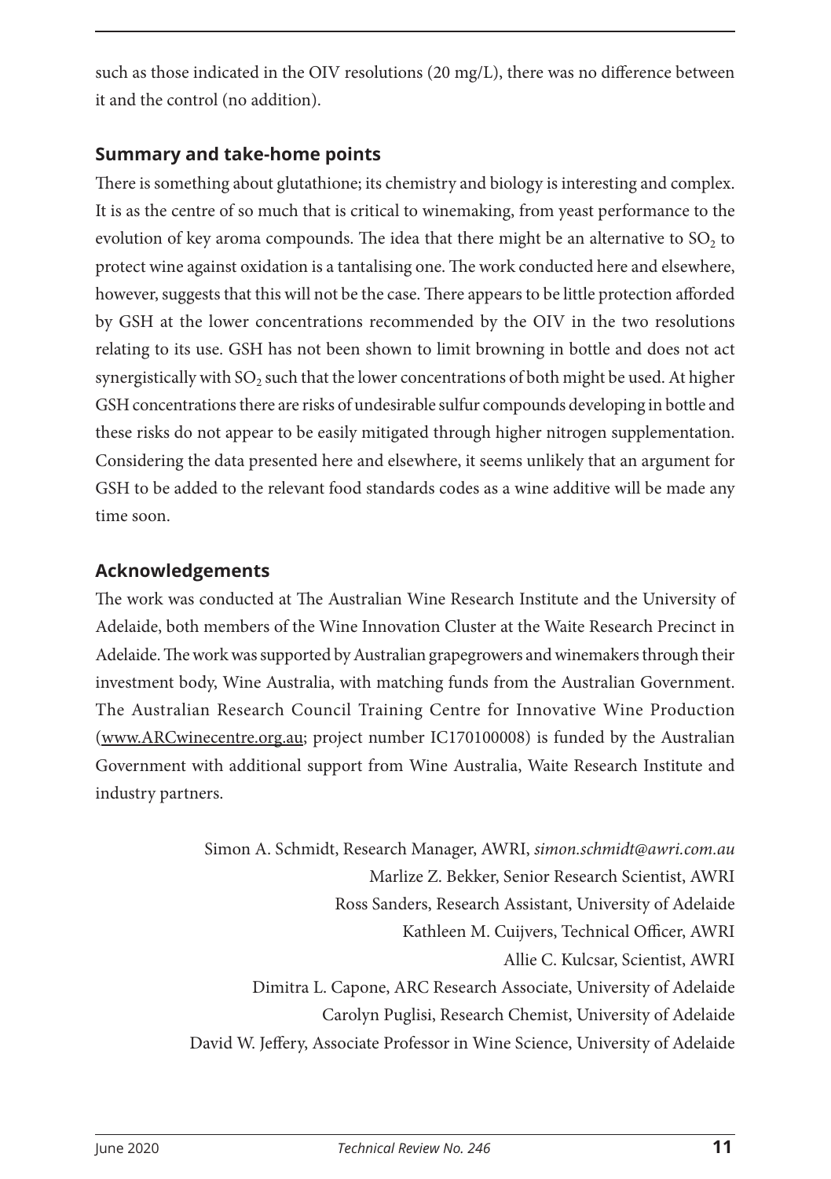such as those indicated in the OIV resolutions (20 mg/L), there was no difference between it and the control (no addition).

## Summary and take-home points

There is something about glutathione; its chemistry and biology is interesting and complex. It is as the centre of so much that is critical to winemaking, from yeast performance to the evolution of key aroma compounds. The idea that there might be an alternative to $SO_2$ to protect wine against oxidation is a tantalising one. The work conducted here and elsewhere, however, suggests that this will not be the case. There appears to be little protection afforded by GSH at the lower concentrations recommended by the OIV in the two resolutions relating to its use. GSH has not been shown to limit browning in bottle and does not act synergistically with $SO_2$ such that the lower concentrations of both might be used. At higher GSH concentrations there are risks of undesirable sulfur compounds developing in bottle and these risks do not appear to be easily mitigated through higher nitrogen supplementation. Considering the data presented here and elsewhere, it seems unlikely that an argument for GSH to be added to the relevant food standards codes as a wine additive will be made any time soon.

## Acknowledgements

The work was conducted at The Australian Wine Research Institute and the University of Adelaide, both members of the Wine Innovation Cluster at the Waite Research Precinct in Adelaide. The work was supported by Australian grapegrowers and winemakers through their investment body, Wine Australia, with matching funds from the Australian Government. The Australian Research Council Training Centre for Innovative Wine Production (www.ARCwinecentre.org.au; project number IC170100008) is funded by the Australian Government with additional support from Wine Australia, Waite Research Institute and industry partners.

Simon A. Schmidt, Research Manager, AWRI, *simon.schmidt@awri.com.au*
Marlize Z. Bekker, Senior Research Scientist, AWRI
Ross Sanders, Research Assistant, University of Adelaide
Kathleen M. Cuijvers, Technical Officer, AWRI
Allie C. Kulcsar, Scientist, AWRI
Dimitra L. Capone, ARC Research Associate, University of Adelaide
Carolyn Puglisi, Research Chemist, University of Adelaide
David W. Jeffery, Associate Professor in Wine Science, University of Adelaide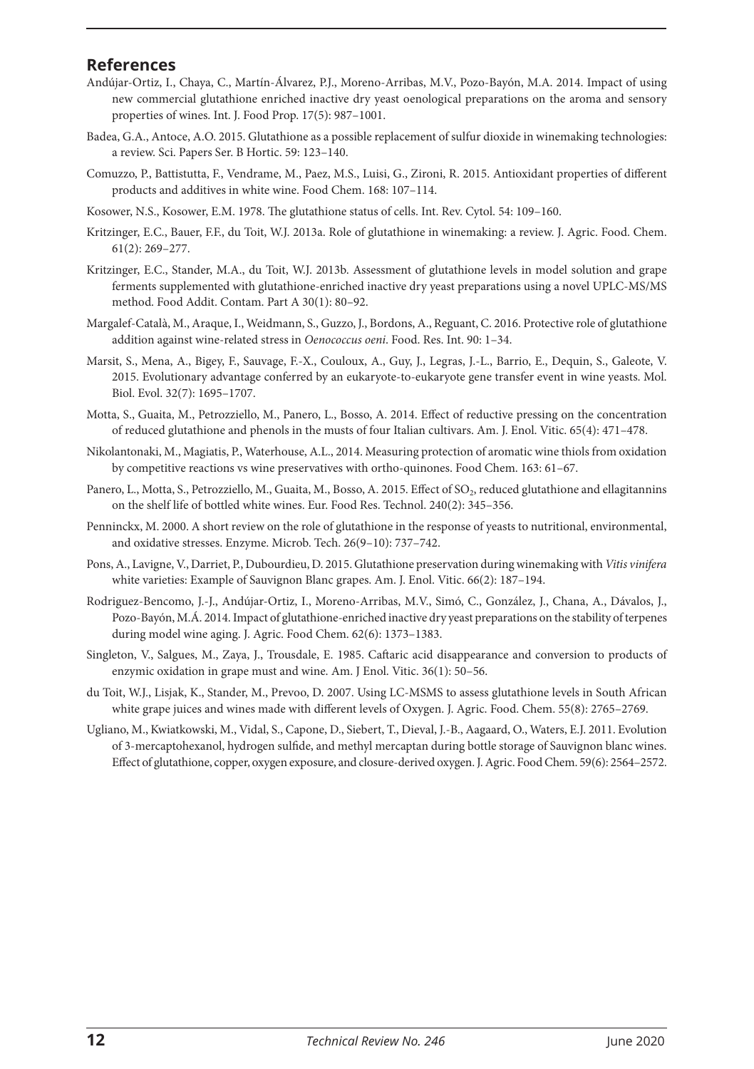## References

Andújar-Ortiz, I., Chaya, C., Martín-Álvarez, P.J., Moreno-Arribas, M.V., Pozo-Bayón, M.A. 2014. Impact of using new commercial glutathione enriched inactive dry yeast oenological preparations on the aroma and sensory properties of wines. Int. J. Food Prop. 17(5): 987–1001.

Badea, G.A., Antoce, A.O. 2015. Glutathione as a possible replacement of sulfur dioxide in winemaking technologies: a review. Sci. Papers Ser. B Hortic. 59: 123–140.

Comuzzo, P., Battistutta, F., Vendrame, M., Paez, M.S., Luisi, G., Zironi, R. 2015. Antioxidant properties of different products and additives in white wine. Food Chem. 168: 107–114.

Kosower, N.S., Kosower, E.M. 1978. The glutathione status of cells. Int. Rev. Cytol. 54: 109–160.

Kritzinger, E.C., Bauer, F.F., du Toit, W.J. 2013a. Role of glutathione in winemaking: a review. J. Agric. Food. Chem. 61(2): 269–277.

Kritzinger, E.C., Stander, M.A., du Toit, W.J. 2013b. Assessment of glutathione levels in model solution and grape ferments supplemented with glutathione-enriched inactive dry yeast preparations using a novel UPLC-MS/MS method. Food Addit. Contam. Part A 30(1): 80–92.

Margalef-Català, M., Araque, I., Weidmann, S., Guzzo, J., Bordons, A., Reguant, C. 2016. Protective role of glutathione addition against wine-related stress in *Oenococcus oeni*. Food. Res. Int. 90: 1–34.

Marsit, S., Mena, A., Bigey, F., Sauvage, F.-X., Couloux, A., Guy, J., Legras, J.-L., Barrio, E., Dequin, S., Galeote, V. 2015. Evolutionary advantage conferred by an eukaryote-to-eukaryote gene transfer event in wine yeasts. Mol. Biol. Evol. 32(7): 1695–1707.

Motta, S., Guaita, M., Petrozziello, M., Panero, L., Bosso, A. 2014. Effect of reductive pressing on the concentration of reduced glutathione and phenols in the musts of four Italian cultivars. Am. J. Enol. Vitic. 65(4): 471–478.

Nikolantonaki, M., Magiatis, P., Waterhouse, A.L., 2014. Measuring protection of aromatic wine thiols from oxidation by competitive reactions vs wine preservatives with ortho-quinones. Food Chem. 163: 61–67.

Panero, L., Motta, S., Petrozziello, M., Guaita, M., Bosso, A. 2015. Effect of $SO_2$, reduced glutathione and ellagitannins on the shelf life of bottled white wines. Eur. Food Res. Technol. 240(2): 345–356.

Penninckx, M. 2000. A short review on the role of glutathione in the response of yeasts to nutritional, environmental, and oxidative stresses. Enzyme. Microb. Tech. 26(9–10): 737–742.

Pons, A., Lavigne, V., Darriet, P., Dubourdieu, D. 2015. Glutathione preservation during winemaking with *Vitis vinifera* white varieties: Example of Sauvignon Blanc grapes. Am. J. Enol. Vitic. 66(2): 187–194.

Rodriguez-Bencomo, J.-J., Andújar-Ortiz, I., Moreno-Arribas, M.V., Simó, C., González, J., Chana, A., Dávalos, J., Pozo-Bayón, M.Á. 2014. Impact of glutathione-enriched inactive dry yeast preparations on the stability of terpenes during model wine aging. J. Agric. Food Chem. 62(6): 1373–1383.

Singleton, V., Salgues, M., Zaya, J., Trousdale, E. 1985. Caftaric acid disappearance and conversion to products of enzymic oxidation in grape must and wine. Am. J Enol. Vitic. 36(1): 50–56.

du Toit, W.J., Lisjak, K., Stander, M., Prevoo, D. 2007. Using LC-MSMS to assess glutathione levels in South African white grape juices and wines made with different levels of Oxygen. J. Agric. Food. Chem. 55(8): 2765–2769.

Ugliano, M., Kwiatkowski, M., Vidal, S., Capone, D., Siebert, T., Dieval, J.-B., Aagaard, O., Waters, E.J. 2011. Evolution of 3-mercaptohexanol, hydrogen sulfide, and methyl mercaptan during bottle storage of Sauvignon blanc wines. Effect of glutathione, copper, oxygen exposure, and closure-derived oxygen. J. Agric. Food Chem. 59(6): 2564–2572.